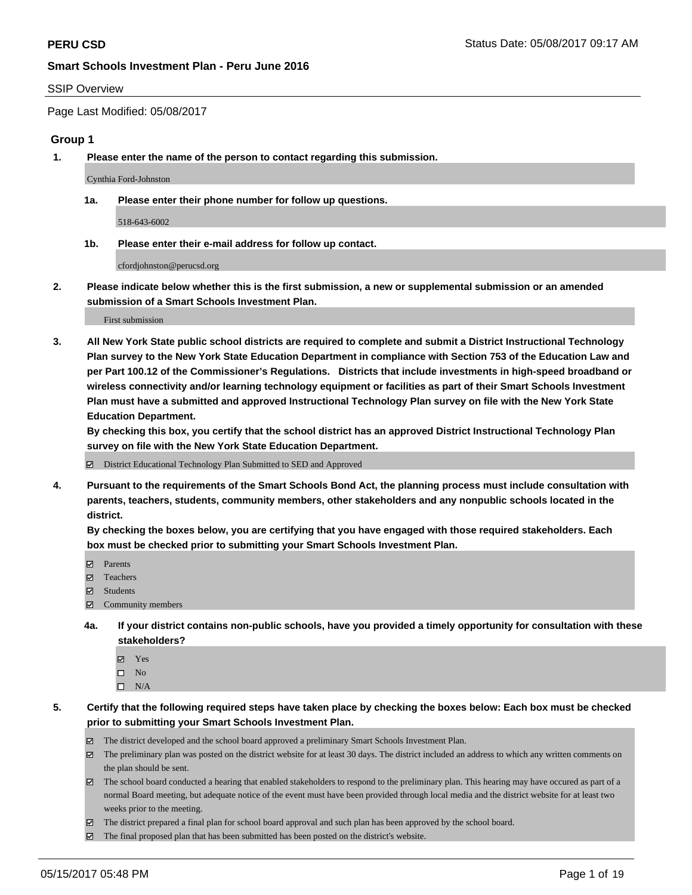# PERU CSD

Status Date: 05/08/2017 09:17 AM

## Smart Schools Investment Plan - Peru June 2016

SSIP Overview

Page Last Modified: 05/08/2017

### Group 1

**1. Please enter the name of the person to contact regarding this submission.**

Cynthia Ford-Johnston

**1a. Please enter their phone number for follow up questions.**

518-643-6002

**1b. Please enter their e-mail address for follow up contact.**

cfordjohnston@perucsd.org

**2. Please indicate below whether this is the first submission, a new or supplemental submission or an amended submission of a Smart Schools Investment Plan.**

First submission

**3. All New York State public school districts are required to complete and submit a District Instructional Technology Plan survey to the New York State Education Department in compliance with Section 753 of the Education Law and per Part 100.12 of the Commissioner's Regulations. Districts that include investments in high-speed broadband or wireless connectivity and/or learning technology equipment or facilities as part of their Smart Schools Investment Plan must have a submitted and approved Instructional Technology Plan survey on file with the New York State Education Department.**
**By checking this box, you certify that the school district has an approved District Instructional Technology Plan survey on file with the New York State Education Department.**

- [x] District Educational Technology Plan Submitted to SED and Approved

**4. Pursuant to the requirements of the Smart Schools Bond Act, the planning process must include consultation with parents, teachers, students, community members, other stakeholders and any nonpublic schools located in the district.**
**By checking the boxes below, you are certifying that you have engaged with those required stakeholders. Each box must be checked prior to submitting your Smart Schools Investment Plan.**

- [x] Parents
- [x] Teachers
- [x] Students
- [x] Community members

**4a. If your district contains non-public schools, have you provided a timely opportunity for consultation with these stakeholders?**

- [x] Yes
- [ ] No
- [ ] N/A

**5. Certify that the following required steps have taken place by checking the boxes below: Each box must be checked prior to submitting your Smart Schools Investment Plan.**

- [x] The district developed and the school board approved a preliminary Smart Schools Investment Plan.
- [x] The preliminary plan was posted on the district website for at least 30 days. The district included an address to which any written comments on the plan should be sent.
- [x] The school board conducted a hearing that enabled stakeholders to respond to the preliminary plan. This hearing may have occured as part of a normal Board meeting, but adequate notice of the event must have been provided through local media and the district website for at least two weeks prior to the meeting.
- [x] The district prepared a final plan for school board approval and such plan has been approved by the school board.
- [x] The final proposed plan that has been submitted has been posted on the district's website.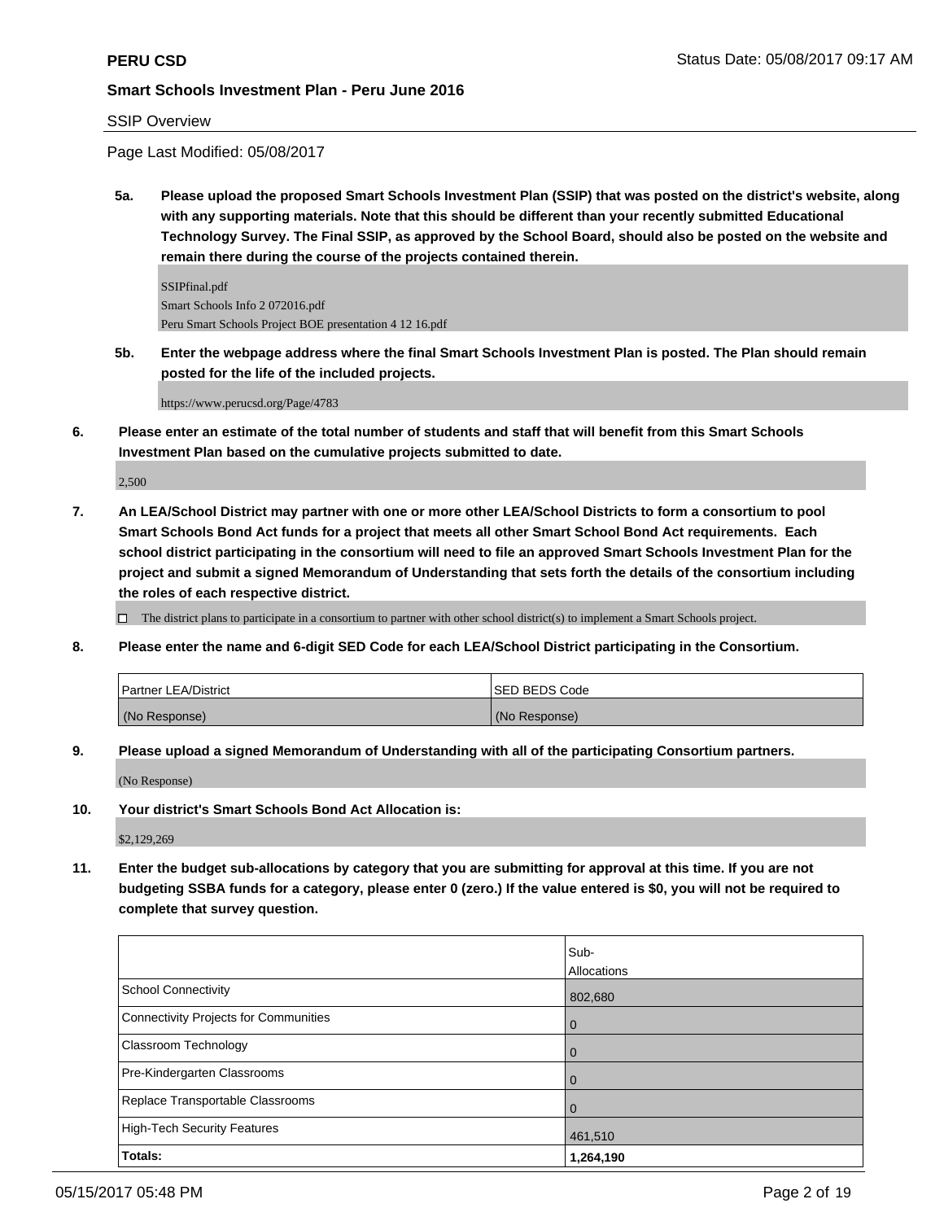**PERU CSD**

**Smart Schools Investment Plan - Peru June 2016**

SSIP Overview

Page Last Modified: 05/08/2017

**5a. Please upload the proposed Smart Schools Investment Plan (SSIP) that was posted on the district's website, along with any supporting materials. Note that this should be different than your recently submitted Educational Technology Survey. The Final SSIP, as approved by the School Board, should also be posted on the website and remain there during the course of the projects contained therein.**

SSIPfinal.pdf
Smart Schools Info 2 072016.pdf
Peru Smart Schools Project BOE presentation 4 12 16.pdf

**5b. Enter the webpage address where the final Smart Schools Investment Plan is posted. The Plan should remain posted for the life of the included projects.**

https://www.perucsd.org/Page/4783

**6. Please enter an estimate of the total number of students and staff that will benefit from this Smart Schools Investment Plan based on the cumulative projects submitted to date.**

2,500

**7. An LEA/School District may partner with one or more other LEA/School Districts to form a consortium to pool Smart Schools Bond Act funds for a project that meets all other Smart School Bond Act requirements. Each school district participating in the consortium will need to file an approved Smart Schools Investment Plan for the project and submit a signed Memorandum of Understanding that sets forth the details of the consortium including the roles of each respective district.**

☐ The district plans to participate in a consortium to partner with other school district(s) to implement a Smart Schools project.

**8. Please enter the name and 6-digit SED Code for each LEA/School District participating in the Consortium.**

| Partner LEA/District | SED BEDS Code |
|---|---|
| (No Response) | (No Response) |

**9. Please upload a signed Memorandum of Understanding with all of the participating Consortium partners.**

(No Response)

**10. Your district's Smart Schools Bond Act Allocation is:**

$2,129,269

**11. Enter the budget sub-allocations by category that you are submitting for approval at this time. If you are not budgeting SSBA funds for a category, please enter 0 (zero.) If the value entered is $0, you will not be required to complete that survey question.**

| | Sub-Allocations |
|---|---|
| School Connectivity | 802,680 |
| Connectivity Projects for Communities | 0 |
| Classroom Technology | 0 |
| Pre-Kindergarten Classrooms | 0 |
| Replace Transportable Classrooms | 0 |
| High-Tech Security Features | 461,510 |
| **Totals:** | **1,264,190** |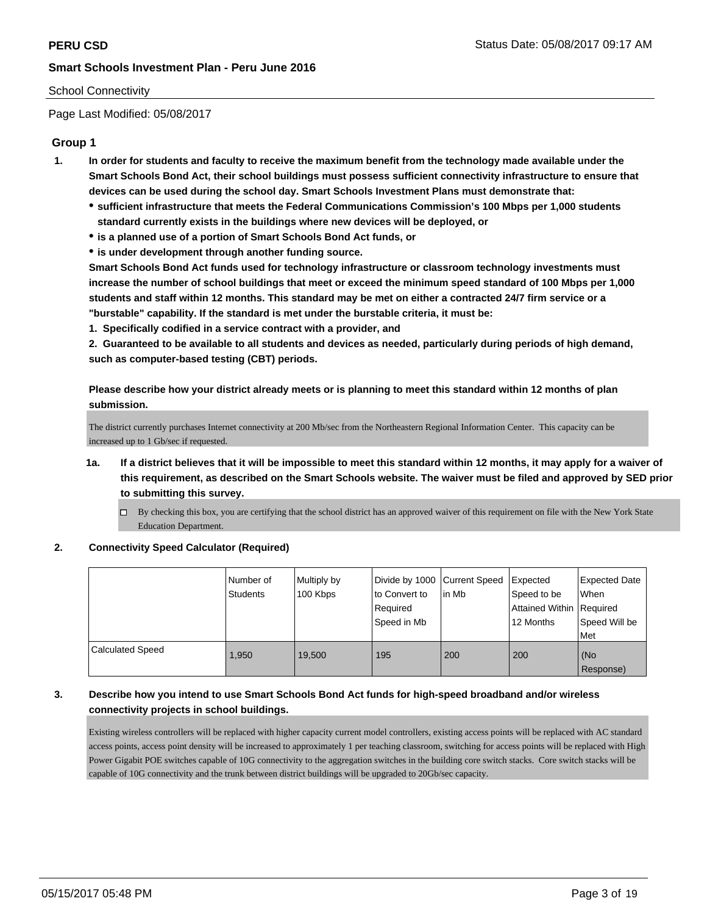School Connectivity

Page Last Modified: 05/08/2017

## Group 1

**1. In order for students and faculty to receive the maximum benefit from the technology made available under the Smart Schools Bond Act, their school buildings must possess sufficient connectivity infrastructure to ensure that devices can be used during the school day. Smart Schools Investment Plans must demonstrate that:**

- **sufficient infrastructure that meets the Federal Communications Commission's 100 Mbps per 1,000 students standard currently exists in the buildings where new devices will be deployed, or**
- **is a planned use of a portion of Smart Schools Bond Act funds, or**
- **is under development through another funding source.**

**Smart Schools Bond Act funds used for technology infrastructure or classroom technology investments must increase the number of school buildings that meet or exceed the minimum speed standard of 100 Mbps per 1,000 students and staff within 12 months. This standard may be met on either a contracted 24/7 firm service or a "burstable" capability. If the standard is met under the burstable criteria, it must be:**

**1. Specifically codified in a service contract with a provider, and**

**2. Guaranteed to be available to all students and devices as needed, particularly during periods of high demand, such as computer-based testing (CBT) periods.**

**Please describe how your district already meets or is planning to meet this standard within 12 months of plan submission.**

The district currently purchases Internet connectivity at 200 Mb/sec from the Northeastern Regional Information Center. This capacity can be increased up to 1 Gb/sec if requested.

**1a. If a district believes that it will be impossible to meet this standard within 12 months, it may apply for a waiver of this requirement, as described on the Smart Schools website. The waiver must be filed and approved by SED prior to submitting this survey.**

☐ By checking this box, you are certifying that the school district has an approved waiver of this requirement on file with the New York State Education Department.

**2. Connectivity Speed Calculator (Required)**

| | Number of Students | Multiply by 100 Kbps | Divide by 1000 to Convert to Required Speed in Mb | Current Speed in Mb | Expected Speed to be Attained Within 12 Months | Expected Date When Required Speed Will be Met |
|---|---|---|---|---|---|---|
| Calculated Speed | 1,950 | 19,500 | 195 | 200 | 200 | (No Response) |

**3. Describe how you intend to use Smart Schools Bond Act funds for high-speed broadband and/or wireless connectivity projects in school buildings.**

Existing wireless controllers will be replaced with higher capacity current model controllers, existing access points will be replaced with AC standard access points, access point density will be increased to approximately 1 per teaching classroom, switching for access points will be replaced with High Power Gigabit POE switches capable of 10G connectivity to the aggregation switches in the building core switch stacks. Core switch stacks will be capable of 10G connectivity and the trunk between district buildings will be upgraded to 20Gb/sec capacity.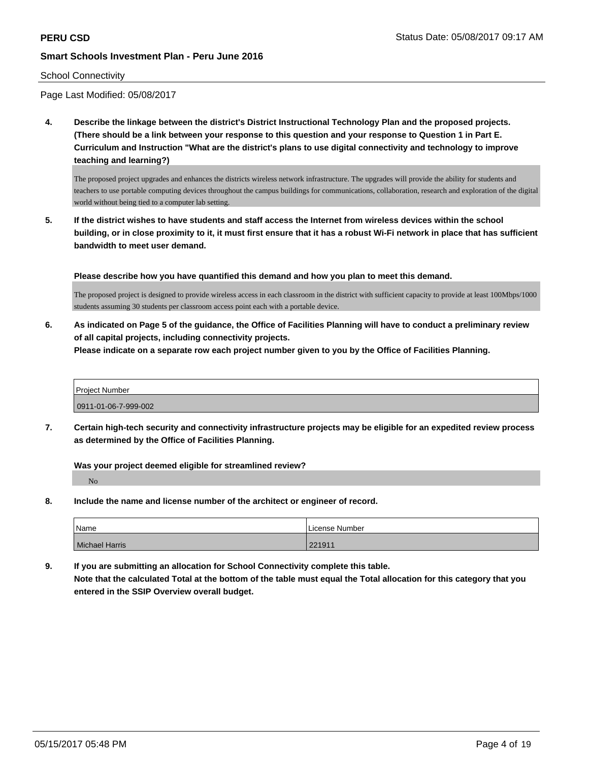School Connectivity

Page Last Modified: 05/08/2017

**4. Describe the linkage between the district's District Instructional Technology Plan and the proposed projects. (There should be a link between your response to this question and your response to Question 1 in Part E. Curriculum and Instruction "What are the district's plans to use digital connectivity and technology to improve teaching and learning?)**

The proposed project upgrades and enhances the districts wireless network infrastructure. The upgrades will provide the ability for students and teachers to use portable computing devices throughout the campus buildings for communications, collaboration, research and exploration of the digital world without being tied to a computer lab setting.

**5. If the district wishes to have students and staff access the Internet from wireless devices within the school building, or in close proximity to it, it must first ensure that it has a robust Wi-Fi network in place that has sufficient bandwidth to meet user demand.**

**Please describe how you have quantified this demand and how you plan to meet this demand.**

The proposed project is designed to provide wireless access in each classroom in the district with sufficient capacity to provide at least 100Mbps/1000 students assuming 30 students per classroom access point each with a portable device.

**6. As indicated on Page 5 of the guidance, the Office of Facilities Planning will have to conduct a preliminary review of all capital projects, including connectivity projects.**
**Please indicate on a separate row each project number given to you by the Office of Facilities Planning.**

| Project Number |
|---|
| 0911-01-06-7-999-002 |

**7. Certain high-tech security and connectivity infrastructure projects may be eligible for an expedited review process as determined by the Office of Facilities Planning.**

**Was your project deemed eligible for streamlined review?**

No

**8. Include the name and license number of the architect or engineer of record.**

| Name | License Number |
|---|---|
| Michael Harris | 221911 |

**9. If you are submitting an allocation for School Connectivity complete this table.**
**Note that the calculated Total at the bottom of the table must equal the Total allocation for this category that you entered in the SSIP Overview overall budget.**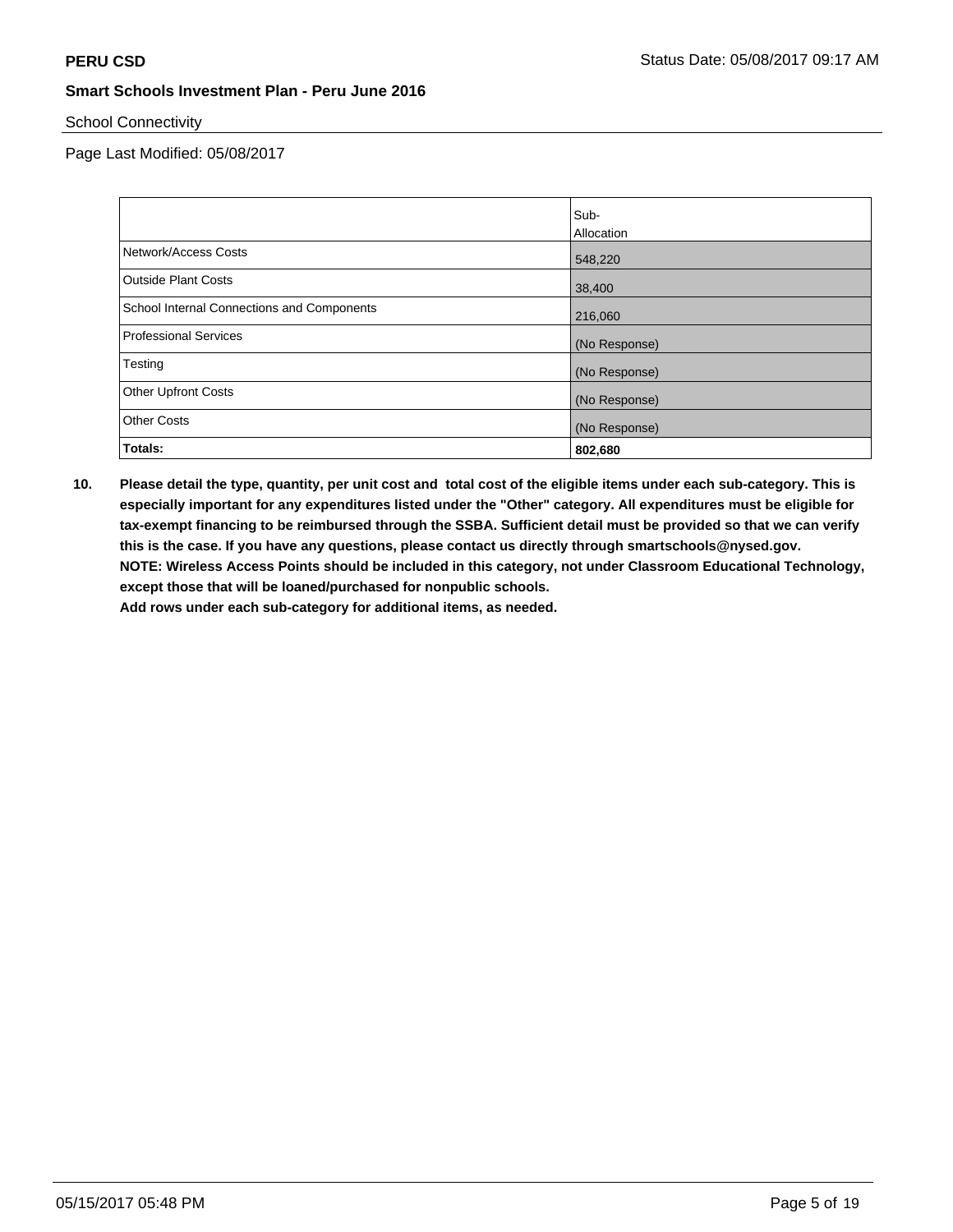School Connectivity

Page Last Modified: 05/08/2017

| | Sub-Allocation |
|---|---|
| Network/Access Costs | 548,220 |
| Outside Plant Costs | 38,400 |
| School Internal Connections and Components | 216,060 |
| Professional Services | (No Response) |
| Testing | (No Response) |
| Other Upfront Costs | (No Response) |
| Other Costs | (No Response) |
| **Totals:** | **802,680** |

**10. Please detail the type, quantity, per unit cost and total cost of the eligible items under each sub-category. This is especially important for any expenditures listed under the "Other" category. All expenditures must be eligible for tax-exempt financing to be reimbursed through the SSBA. Sufficient detail must be provided so that we can verify this is the case. If you have any questions, please contact us directly through smartschools@nysed.gov.**
**NOTE: Wireless Access Points should be included in this category, not under Classroom Educational Technology, except those that will be loaned/purchased for nonpublic schools.**
**Add rows under each sub-category for additional items, as needed.**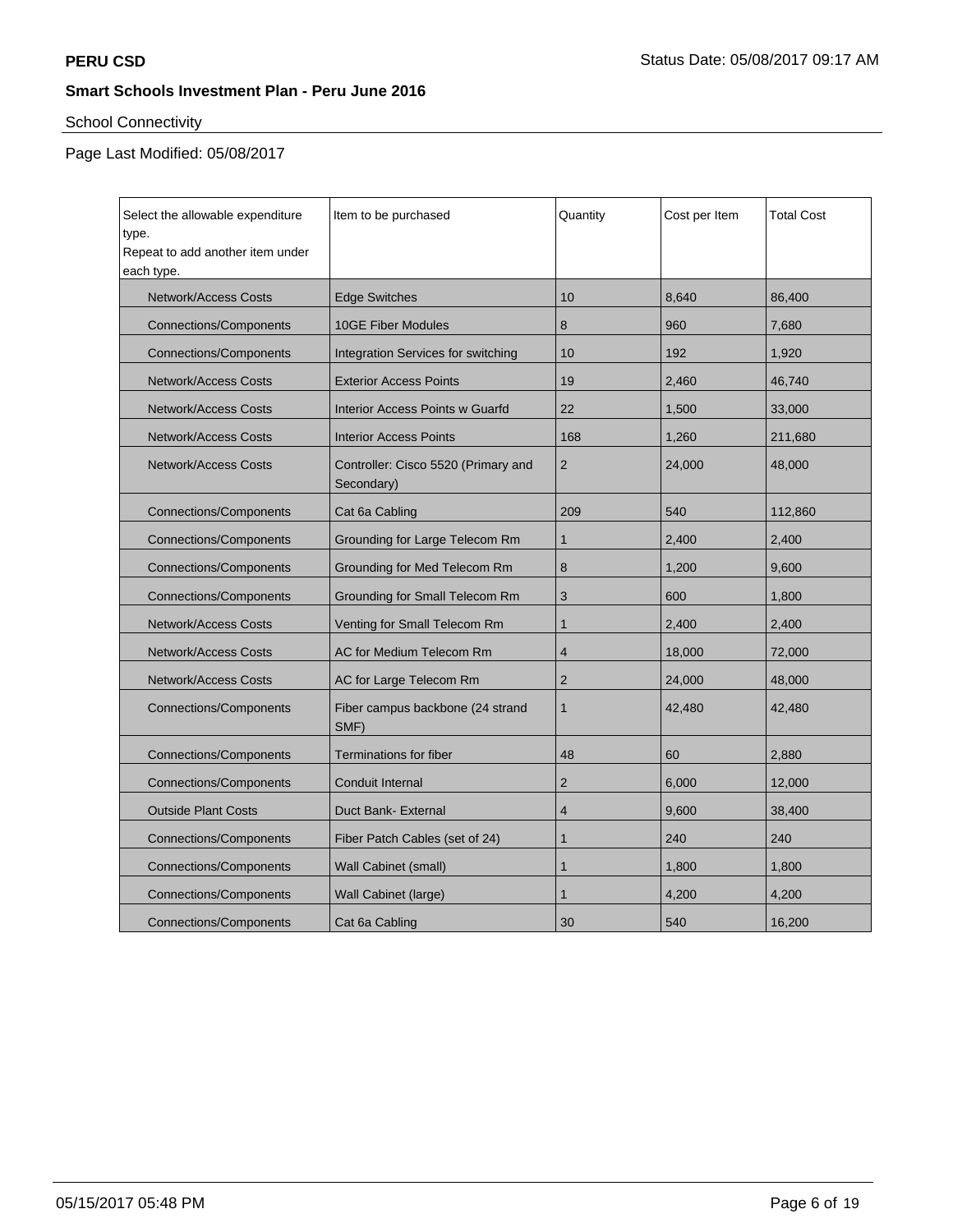## Smart Schools Investment Plan - Peru June 2016

School Connectivity

Page Last Modified: 05/08/2017

| Select the allowable expenditure type.<br>Repeat to add another item under each type. | Item to be purchased | Quantity | Cost per Item | Total Cost |
|---|---|---|---|---|
| Network/Access Costs | Edge Switches | 10 | 8,640 | 86,400 |
| Connections/Components | 10GE Fiber Modules | 8 | 960 | 7,680 |
| Connections/Components | Integration Services for switching | 10 | 192 | 1,920 |
| Network/Access Costs | Exterior Access Points | 19 | 2,460 | 46,740 |
| Network/Access Costs | Interior Access Points w Guarfd | 22 | 1,500 | 33,000 |
| Network/Access Costs | Interior Access Points | 168 | 1,260 | 211,680 |
| Network/Access Costs | Controller: Cisco 5520 (Primary and Secondary) | 2 | 24,000 | 48,000 |
| Connections/Components | Cat 6a Cabling | 209 | 540 | 112,860 |
| Connections/Components | Grounding for Large Telecom Rm | 1 | 2,400 | 2,400 |
| Connections/Components | Grounding for Med Telecom Rm | 8 | 1,200 | 9,600 |
| Connections/Components | Grounding for Small Telecom Rm | 3 | 600 | 1,800 |
| Network/Access Costs | Venting for Small Telecom Rm | 1 | 2,400 | 2,400 |
| Network/Access Costs | AC for Medium Telecom Rm | 4 | 18,000 | 72,000 |
| Network/Access Costs | AC for Large Telecom Rm | 2 | 24,000 | 48,000 |
| Connections/Components | Fiber campus backbone (24 strand SMF) | 1 | 42,480 | 42,480 |
| Connections/Components | Terminations for fiber | 48 | 60 | 2,880 |
| Connections/Components | Conduit Internal | 2 | 6,000 | 12,000 |
| Outside Plant Costs | Duct Bank- External | 4 | 9,600 | 38,400 |
| Connections/Components | Fiber Patch Cables (set of 24) | 1 | 240 | 240 |
| Connections/Components | Wall Cabinet (small) | 1 | 1,800 | 1,800 |
| Connections/Components | Wall Cabinet (large) | 1 | 4,200 | 4,200 |
| Connections/Components | Cat 6a Cabling | 30 | 540 | 16,200 |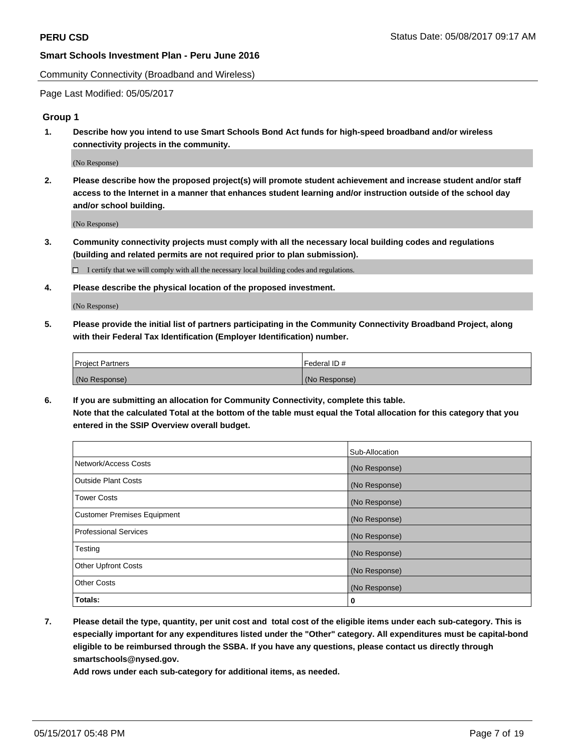**PERU CSD**

**Smart Schools Investment Plan - Peru June 2016**

Community Connectivity (Broadband and Wireless)

Page Last Modified: 05/05/2017

### Group 1

1. **Describe how you intend to use Smart Schools Bond Act funds for high-speed broadband and/or wireless connectivity projects in the community.**

   (No Response)

2. **Please describe how the proposed project(s) will promote student achievement and increase student and/or staff access to the Internet in a manner that enhances student learning and/or instruction outside of the school day and/or school building.**

   (No Response)

3. **Community connectivity projects must comply with all the necessary local building codes and regulations (building and related permits are not required prior to plan submission).**

   ☐ I certify that we will comply with all the necessary local building codes and regulations.

4. **Please describe the physical location of the proposed investment.**

   (No Response)

5. **Please provide the initial list of partners participating in the Community Connectivity Broadband Project, along with their Federal Tax Identification (Employer Identification) number.**

| Project Partners | Federal ID # |
| --- | --- |
| (No Response) | (No Response) |

6. **If you are submitting an allocation for Community Connectivity, complete this table.**
   **Note that the calculated Total at the bottom of the table must equal the Total allocation for this category that you entered in the SSIP Overview overall budget.**

| | Sub-Allocation |
| --- | --- |
| Network/Access Costs | (No Response) |
| Outside Plant Costs | (No Response) |
| Tower Costs | (No Response) |
| Customer Premises Equipment | (No Response) |
| Professional Services | (No Response) |
| Testing | (No Response) |
| Other Upfront Costs | (No Response) |
| Other Costs | (No Response) |
| **Totals:** | **0** |

7. **Please detail the type, quantity, per unit cost and total cost of the eligible items under each sub-category. This is especially important for any expenditures listed under the "Other" category. All expenditures must be capital-bond eligible to be reimbursed through the SSBA. If you have any questions, please contact us directly through smartschools@nysed.gov.**
   **Add rows under each sub-category for additional items, as needed.**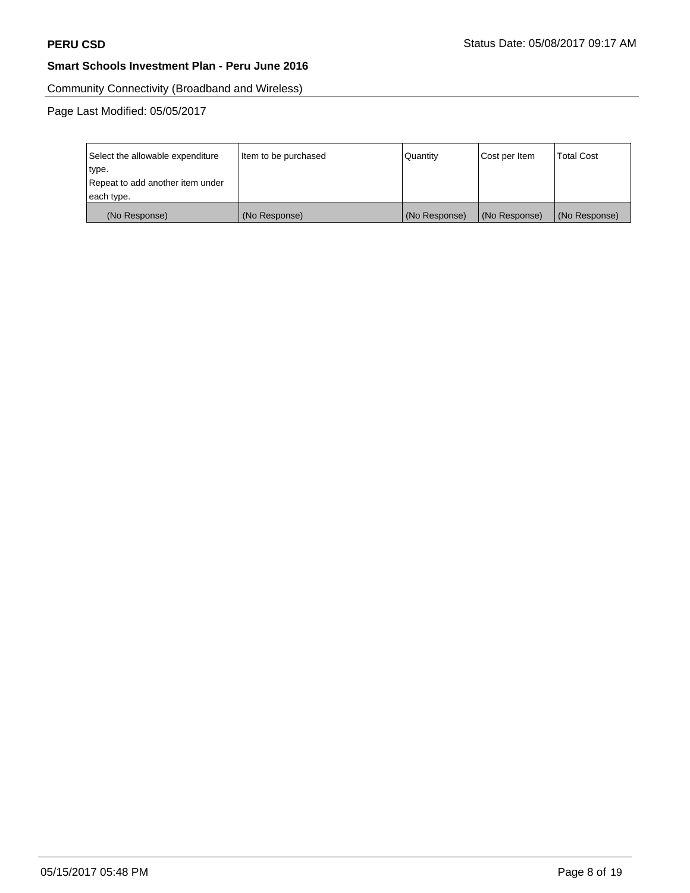Community Connectivity (Broadband and Wireless)

Page Last Modified: 05/05/2017

| Select the allowable expenditure type.<br>Repeat to add another item under each type. | Item to be purchased | Quantity | Cost per Item | Total Cost |
|---|---|---|---|---|
| (No Response) | (No Response) | (No Response) | (No Response) | (No Response) |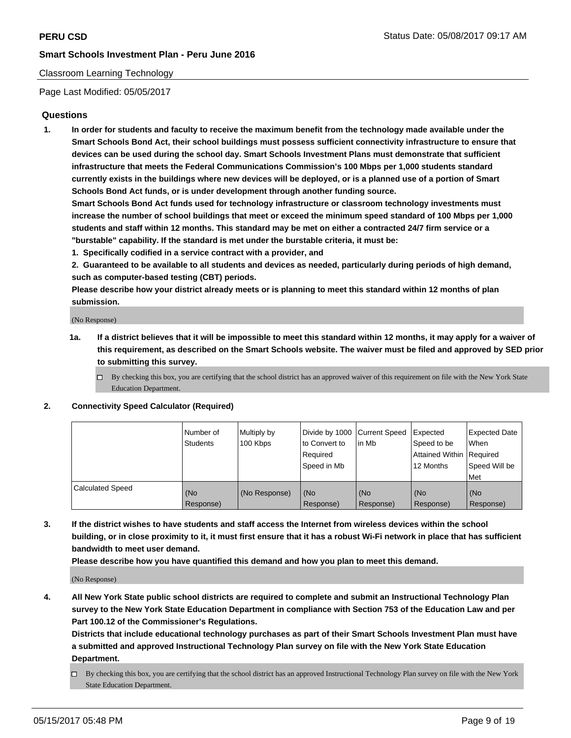Classroom Learning Technology

Page Last Modified: 05/05/2017

## Questions

**1. In order for students and faculty to receive the maximum benefit from the technology made available under the Smart Schools Bond Act, their school buildings must possess sufficient connectivity infrastructure to ensure that devices can be used during the school day. Smart Schools Investment Plans must demonstrate that sufficient infrastructure that meets the Federal Communications Commission's 100 Mbps per 1,000 students standard currently exists in the buildings where new devices will be deployed, or is a planned use of a portion of Smart Schools Bond Act funds, or is under development through another funding source.**

**Smart Schools Bond Act funds used for technology infrastructure or classroom technology investments must increase the number of school buildings that meet or exceed the minimum speed standard of 100 Mbps per 1,000 students and staff within 12 months. This standard may be met on either a contracted 24/7 firm service or a "burstable" capability. If the standard is met under the burstable criteria, it must be:**

**1. Specifically codified in a service contract with a provider, and**

**2. Guaranteed to be available to all students and devices as needed, particularly during periods of high demand, such as computer-based testing (CBT) periods.**

**Please describe how your district already meets or is planning to meet this standard within 12 months of plan submission.**

(No Response)

**1a. If a district believes that it will be impossible to meet this standard within 12 months, it may apply for a waiver of this requirement, as described on the Smart Schools website. The waiver must be filed and approved by SED prior to submitting this survey.**

- ☐ By checking this box, you are certifying that the school district has an approved waiver of this requirement on file with the New York State Education Department.

**2. Connectivity Speed Calculator (Required)**

| | Number of Students | Multiply by 100 Kbps | Divide by 1000 to Convert to Required Speed in Mb | Current Speed in Mb | Expected Speed to be Attained Within 12 Months | Expected Date When Required Speed Will be Met |
|---|---|---|---|---|---|---|
| Calculated Speed | (No Response) | (No Response) | (No Response) | (No Response) | (No Response) | (No Response) |

**3. If the district wishes to have students and staff access the Internet from wireless devices within the school building, or in close proximity to it, it must first ensure that it has a robust Wi-Fi network in place that has sufficient bandwidth to meet user demand.**

**Please describe how you have quantified this demand and how you plan to meet this demand.**

(No Response)

**4. All New York State public school districts are required to complete and submit an Instructional Technology Plan survey to the New York State Education Department in compliance with Section 753 of the Education Law and per Part 100.12 of the Commissioner's Regulations.**

**Districts that include educational technology purchases as part of their Smart Schools Investment Plan must have a submitted and approved Instructional Technology Plan survey on file with the New York State Education Department.**

- ☐ By checking this box, you are certifying that the school district has an approved Instructional Technology Plan survey on file with the New York State Education Department.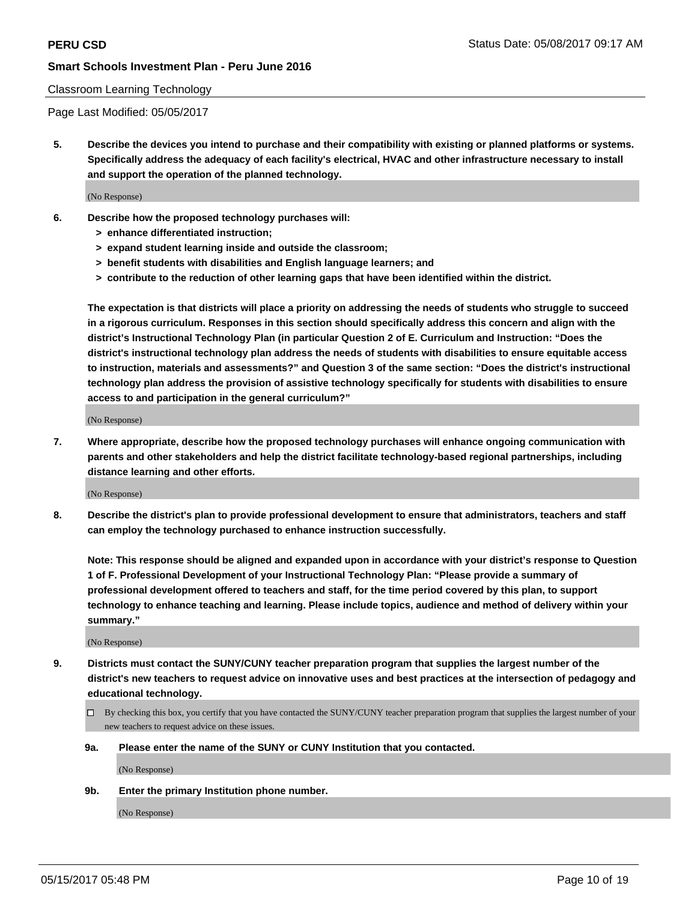Classroom Learning Technology

Page Last Modified: 05/05/2017

**5. Describe the devices you intend to purchase and their compatibility with existing or planned platforms or systems. Specifically address the adequacy of each facility's electrical, HVAC and other infrastructure necessary to install and support the operation of the planned technology.**

(No Response)

**6. Describe how the proposed technology purchases will:**

- **> enhance differentiated instruction;**
- **> expand student learning inside and outside the classroom;**
- **> benefit students with disabilities and English language learners; and**
- **> contribute to the reduction of other learning gaps that have been identified within the district.**

**The expectation is that districts will place a priority on addressing the needs of students who struggle to succeed in a rigorous curriculum. Responses in this section should specifically address this concern and align with the district's Instructional Technology Plan (in particular Question 2 of E. Curriculum and Instruction: "Does the district's instructional technology plan address the needs of students with disabilities to ensure equitable access to instruction, materials and assessments?" and Question 3 of the same section: "Does the district's instructional technology plan address the provision of assistive technology specifically for students with disabilities to ensure access to and participation in the general curriculum?"**

(No Response)

**7. Where appropriate, describe how the proposed technology purchases will enhance ongoing communication with parents and other stakeholders and help the district facilitate technology-based regional partnerships, including distance learning and other efforts.**

(No Response)

**8. Describe the district's plan to provide professional development to ensure that administrators, teachers and staff can employ the technology purchased to enhance instruction successfully.**

**Note: This response should be aligned and expanded upon in accordance with your district's response to Question 1 of F. Professional Development of your Instructional Technology Plan: "Please provide a summary of professional development offered to teachers and staff, for the time period covered by this plan, to support technology to enhance teaching and learning. Please include topics, audience and method of delivery within your summary."**

(No Response)

**9. Districts must contact the SUNY/CUNY teacher preparation program that supplies the largest number of the district's new teachers to request advice on innovative uses and best practices at the intersection of pedagogy and educational technology.**

☐ By checking this box, you certify that you have contacted the SUNY/CUNY teacher preparation program that supplies the largest number of your new teachers to request advice on these issues.

**9a. Please enter the name of the SUNY or CUNY Institution that you contacted.**

(No Response)

**9b. Enter the primary Institution phone number.**

(No Response)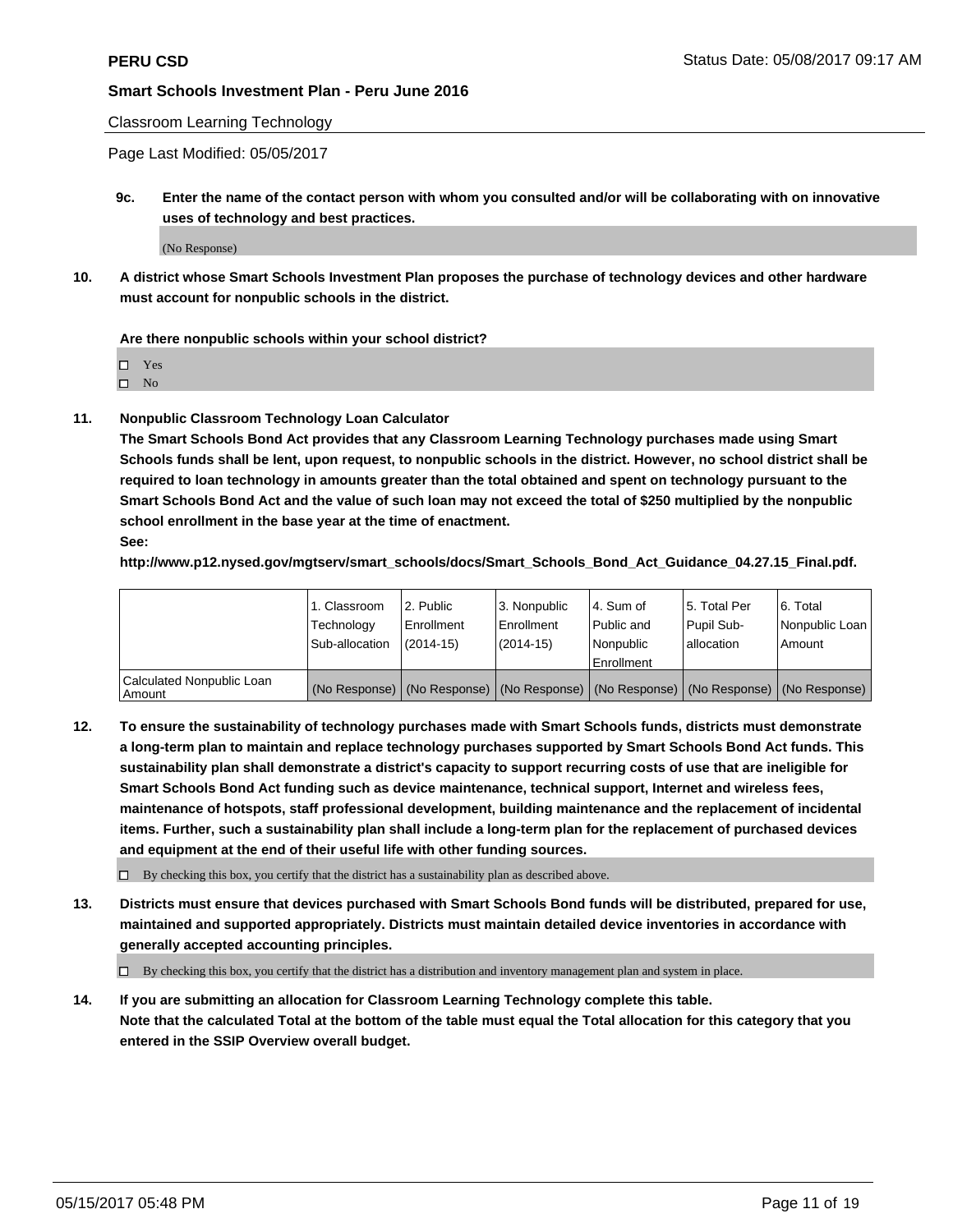**PERU CSD** Status Date: 05/08/2017 09:17 AM

**Smart Schools Investment Plan - Peru June 2016**

Classroom Learning Technology

Page Last Modified: 05/05/2017

**9c. Enter the name of the contact person with whom you consulted and/or will be collaborating with on innovative uses of technology and best practices.**

(No Response)

**10. A district whose Smart Schools Investment Plan proposes the purchase of technology devices and other hardware must account for nonpublic schools in the district.**

**Are there nonpublic schools within your school district?**

- ☐ Yes
- ☐ No

**11. Nonpublic Classroom Technology Loan Calculator**

**The Smart Schools Bond Act provides that any Classroom Learning Technology purchases made using Smart Schools funds shall be lent, upon request, to nonpublic schools in the district. However, no school district shall be required to loan technology in amounts greater than the total obtained and spent on technology pursuant to the Smart Schools Bond Act and the value of such loan may not exceed the total of $250 multiplied by the nonpublic school enrollment in the base year at the time of enactment.**

**See:**

**http://www.p12.nysed.gov/mgtserv/smart_schools/docs/Smart_Schools_Bond_Act_Guidance_04.27.15_Final.pdf.**

| | 1. Classroom Technology Sub-allocation | 2. Public Enrollment (2014-15) | 3. Nonpublic Enrollment (2014-15) | 4. Sum of Public and Nonpublic Enrollment | 5. Total Per Pupil Sub-allocation | 6. Total Nonpublic Loan Amount |
|---|---|---|---|---|---|---|
| Calculated Nonpublic Loan Amount | (No Response) | (No Response) | (No Response) | (No Response) | (No Response) | (No Response) |

**12. To ensure the sustainability of technology purchases made with Smart Schools funds, districts must demonstrate a long-term plan to maintain and replace technology purchases supported by Smart Schools Bond Act funds. This sustainability plan shall demonstrate a district's capacity to support recurring costs of use that are ineligible for Smart Schools Bond Act funding such as device maintenance, technical support, Internet and wireless fees, maintenance of hotspots, staff professional development, building maintenance and the replacement of incidental items. Further, such a sustainability plan shall include a long-term plan for the replacement of purchased devices and equipment at the end of their useful life with other funding sources.**

☐ By checking this box, you certify that the district has a sustainability plan as described above.

**13. Districts must ensure that devices purchased with Smart Schools Bond funds will be distributed, prepared for use, maintained and supported appropriately. Districts must maintain detailed device inventories in accordance with generally accepted accounting principles.**

☐ By checking this box, you certify that the district has a distribution and inventory management plan and system in place.

**14. If you are submitting an allocation for Classroom Learning Technology complete this table. Note that the calculated Total at the bottom of the table must equal the Total allocation for this category that you entered in the SSIP Overview overall budget.**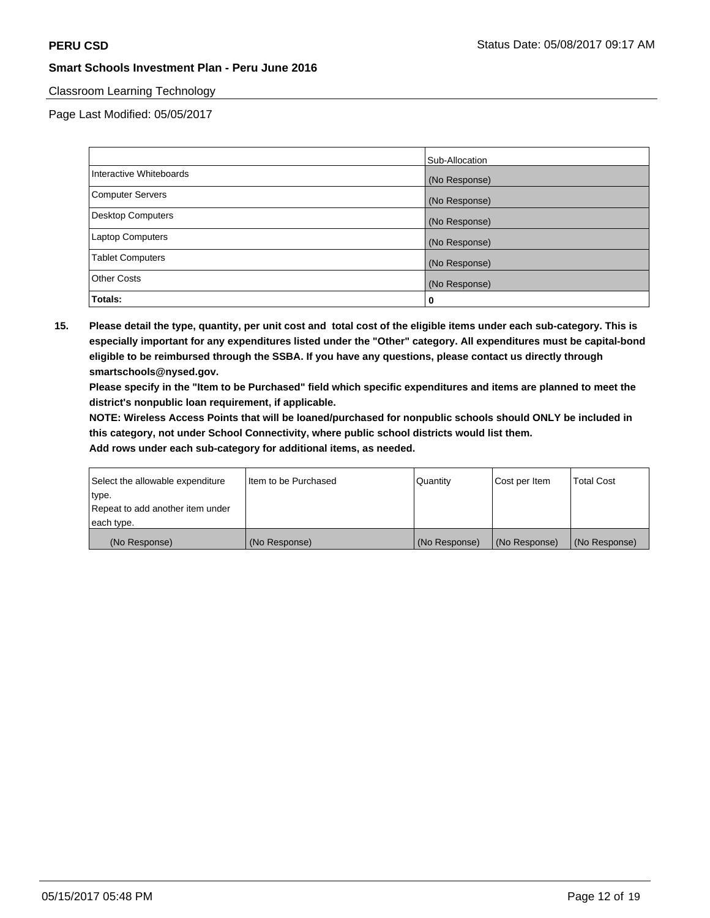Classroom Learning Technology

Page Last Modified: 05/05/2017

| | Sub-Allocation |
|---|---|
| Interactive Whiteboards | (No Response) |
| Computer Servers | (No Response) |
| Desktop Computers | (No Response) |
| Laptop Computers | (No Response) |
| Tablet Computers | (No Response) |
| Other Costs | (No Response) |
| **Totals:** | **0** |

**15. Please detail the type, quantity, per unit cost and total cost of the eligible items under each sub-category. This is especially important for any expenditures listed under the "Other" category. All expenditures must be capital-bond eligible to be reimbursed through the SSBA. If you have any questions, please contact us directly through smartschools@nysed.gov.**

**Please specify in the "Item to be Purchased" field which specific expenditures and items are planned to meet the district's nonpublic loan requirement, if applicable.**

**NOTE: Wireless Access Points that will be loaned/purchased for nonpublic schools should ONLY be included in this category, not under School Connectivity, where public school districts would list them.**

**Add rows under each sub-category for additional items, as needed.**

| Select the allowable expenditure type. Repeat to add another item under each type. | Item to be Purchased | Quantity | Cost per Item | Total Cost |
|---|---|---|---|---|
| (No Response) | (No Response) | (No Response) | (No Response) | (No Response) |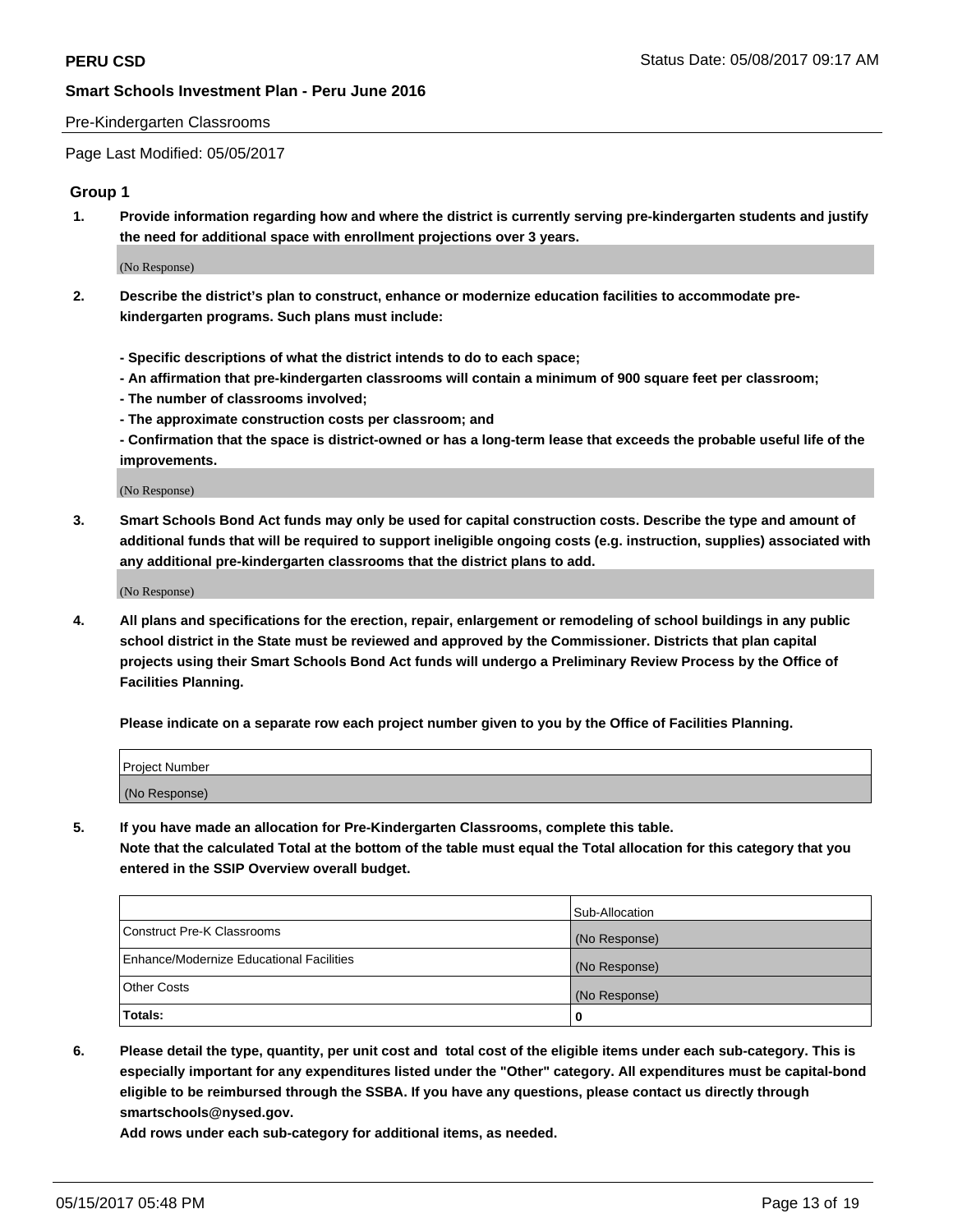Pre-Kindergarten Classrooms

Page Last Modified: 05/05/2017

## Group 1

**1. Provide information regarding how and where the district is currently serving pre-kindergarten students and justify the need for additional space with enrollment projections over 3 years.**

(No Response)

**2. Describe the district's plan to construct, enhance or modernize education facilities to accommodate pre-kindergarten programs. Such plans must include:**

**- Specific descriptions of what the district intends to do to each space;**
**- An affirmation that pre-kindergarten classrooms will contain a minimum of 900 square feet per classroom;**
**- The number of classrooms involved;**
**- The approximate construction costs per classroom; and**
**- Confirmation that the space is district-owned or has a long-term lease that exceeds the probable useful life of the improvements.**

(No Response)

**3. Smart Schools Bond Act funds may only be used for capital construction costs. Describe the type and amount of additional funds that will be required to support ineligible ongoing costs (e.g. instruction, supplies) associated with any additional pre-kindergarten classrooms that the district plans to add.**

(No Response)

**4. All plans and specifications for the erection, repair, enlargement or remodeling of school buildings in any public school district in the State must be reviewed and approved by the Commissioner. Districts that plan capital projects using their Smart Schools Bond Act funds will undergo a Preliminary Review Process by the Office of Facilities Planning.**

**Please indicate on a separate row each project number given to you by the Office of Facilities Planning.**

| Project Number |
|---|
| (No Response) |

**5. If you have made an allocation for Pre-Kindergarten Classrooms, complete this table.**
**Note that the calculated Total at the bottom of the table must equal the Total allocation for this category that you entered in the SSIP Overview overall budget.**

| | Sub-Allocation |
|---|---|
| Construct Pre-K Classrooms | (No Response) |
| Enhance/Modernize Educational Facilities | (No Response) |
| Other Costs | (No Response) |
| **Totals:** | **0** |

**6. Please detail the type, quantity, per unit cost and total cost of the eligible items under each sub-category. This is especially important for any expenditures listed under the "Other" category. All expenditures must be capital-bond eligible to be reimbursed through the SSBA. If you have any questions, please contact us directly through smartschools@nysed.gov.**

**Add rows under each sub-category for additional items, as needed.**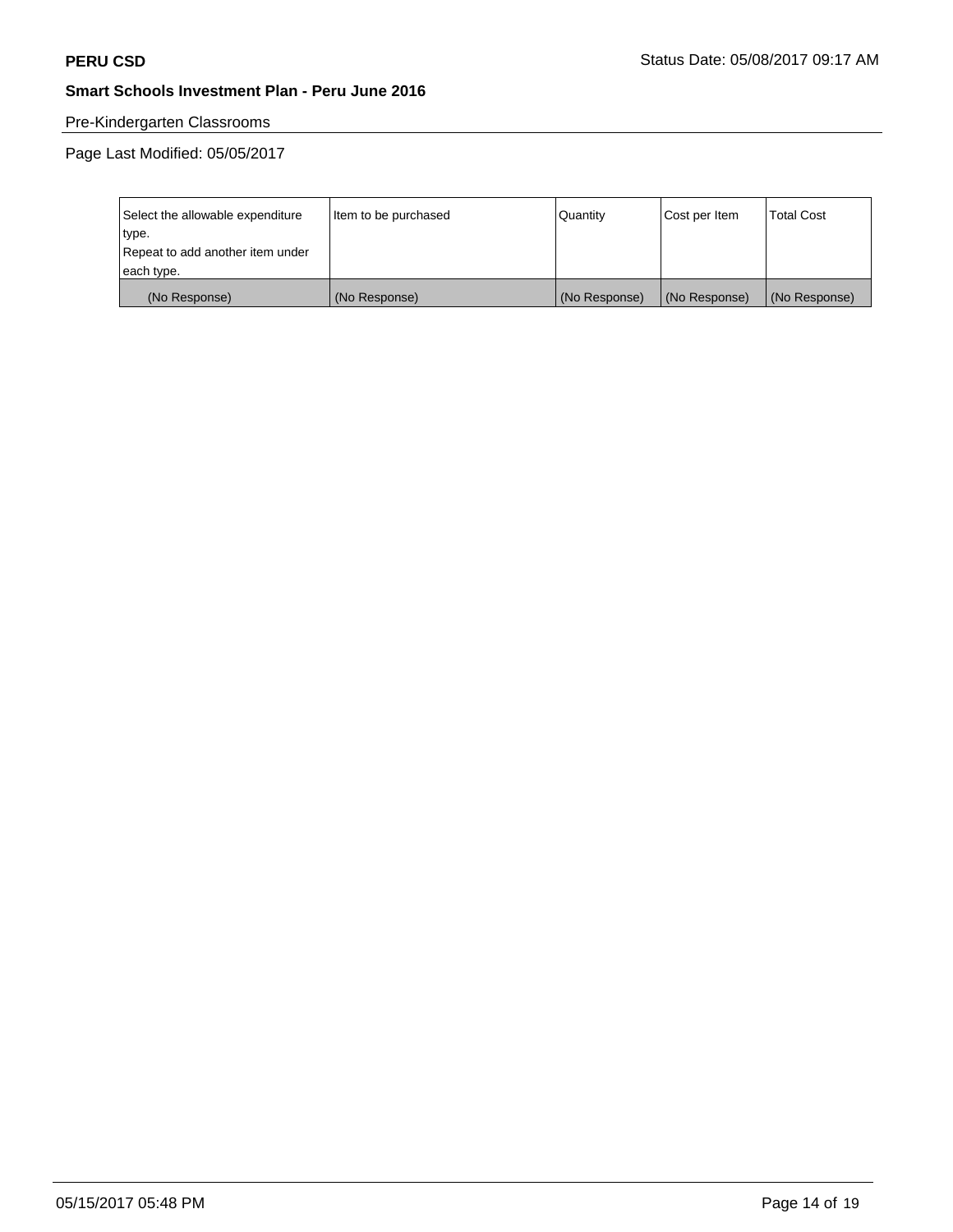**PERU CSD** Status Date: 05/08/2017 09:17 AM

**Smart Schools Investment Plan - Peru June 2016**

Pre-Kindergarten Classrooms

Page Last Modified: 05/05/2017

| Select the allowable expenditure type.<br>Repeat to add another item under each type. | Item to be purchased | Quantity | Cost per Item | Total Cost |
|---|---|---|---|---|
| (No Response) | (No Response) | (No Response) | (No Response) | (No Response) |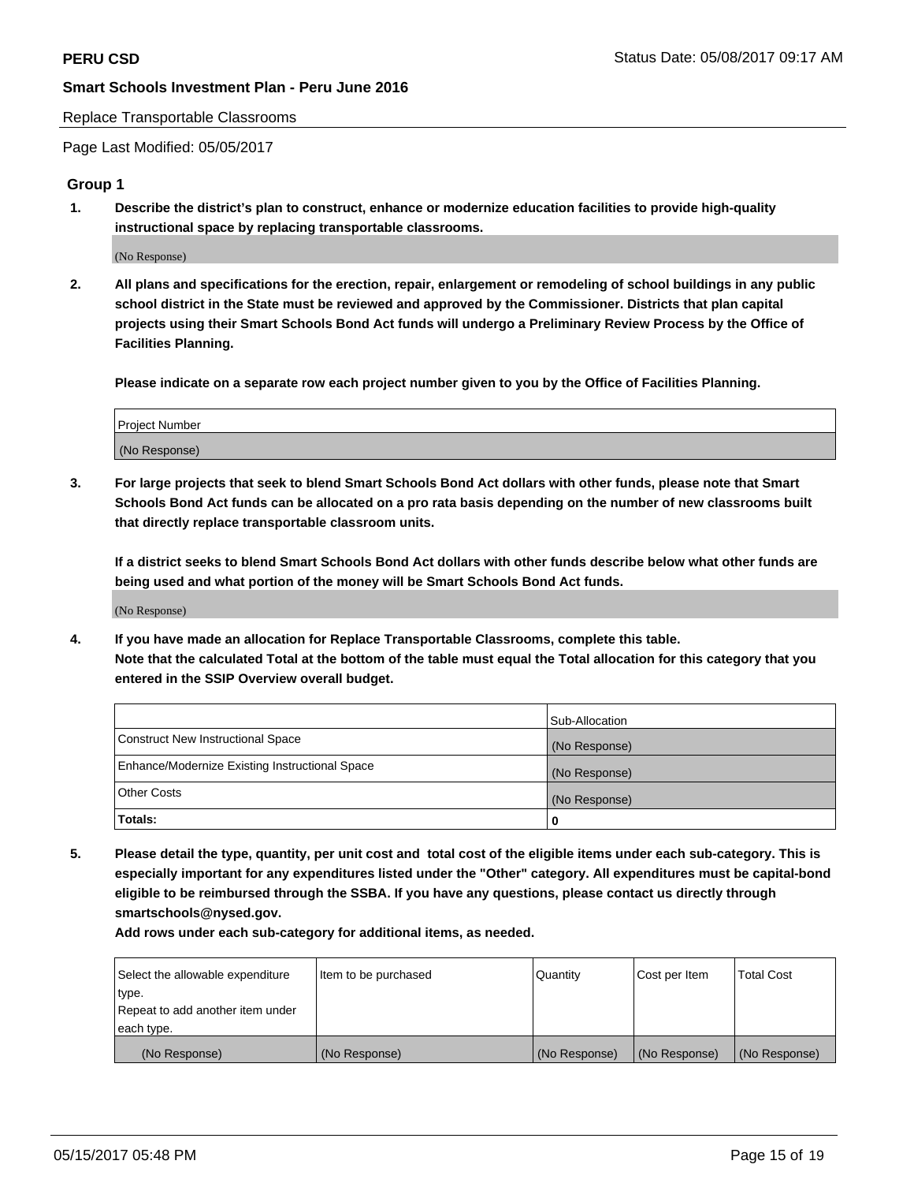Replace Transportable Classrooms

Page Last Modified: 05/05/2017

## Group 1

**1. Describe the district's plan to construct, enhance or modernize education facilities to provide high-quality instructional space by replacing transportable classrooms.**

(No Response)

**2. All plans and specifications for the erection, repair, enlargement or remodeling of school buildings in any public school district in the State must be reviewed and approved by the Commissioner. Districts that plan capital projects using their Smart Schools Bond Act funds will undergo a Preliminary Review Process by the Office of Facilities Planning.**

**Please indicate on a separate row each project number given to you by the Office of Facilities Planning.**

| Project Number |
|---|
| (No Response) |

**3. For large projects that seek to blend Smart Schools Bond Act dollars with other funds, please note that Smart Schools Bond Act funds can be allocated on a pro rata basis depending on the number of new classrooms built that directly replace transportable classroom units.**

**If a district seeks to blend Smart Schools Bond Act dollars with other funds describe below what other funds are being used and what portion of the money will be Smart Schools Bond Act funds.**

(No Response)

**4. If you have made an allocation for Replace Transportable Classrooms, complete this table. Note that the calculated Total at the bottom of the table must equal the Total allocation for this category that you entered in the SSIP Overview overall budget.**

| | Sub-Allocation |
|---|---|
| Construct New Instructional Space | (No Response) |
| Enhance/Modernize Existing Instructional Space | (No Response) |
| Other Costs | (No Response) |
| **Totals:** | **0** |

**5. Please detail the type, quantity, per unit cost and total cost of the eligible items under each sub-category. This is especially important for any expenditures listed under the "Other" category. All expenditures must be capital-bond eligible to be reimbursed through the SSBA. If you have any questions, please contact us directly through smartschools@nysed.gov.**

**Add rows under each sub-category for additional items, as needed.**

| Select the allowable expenditure type. Repeat to add another item under each type. | Item to be purchased | Quantity | Cost per Item | Total Cost |
|---|---|---|---|---|
| (No Response) | (No Response) | (No Response) | (No Response) | (No Response) |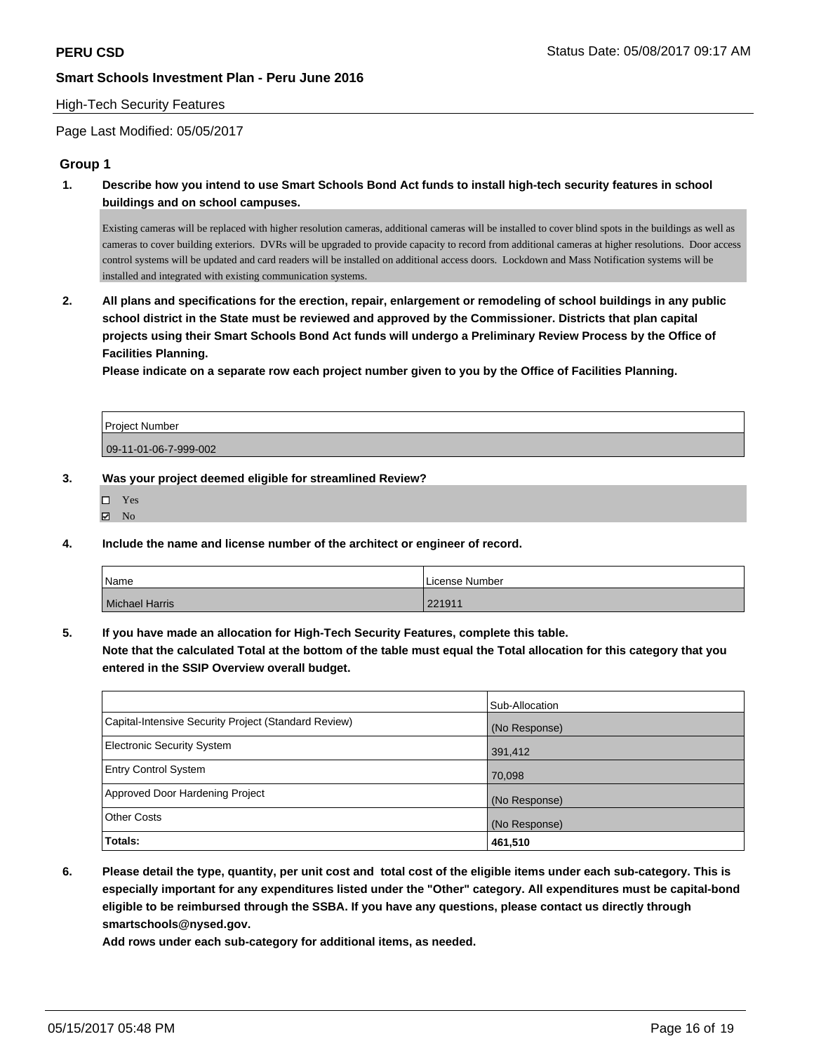**PERU CSD** Status Date: 05/08/2017 09:17 AM

**Smart Schools Investment Plan - Peru June 2016**

High-Tech Security Features

Page Last Modified: 05/05/2017

## Group 1

**1. Describe how you intend to use Smart Schools Bond Act funds to install high-tech security features in school buildings and on school campuses.**

Existing cameras will be replaced with higher resolution cameras, additional cameras will be installed to cover blind spots in the buildings as well as cameras to cover building exteriors. DVRs will be upgraded to provide capacity to record from additional cameras at higher resolutions. Door access control systems will be updated and card readers will be installed on additional access doors. Lockdown and Mass Notification systems will be installed and integrated with existing communication systems.

**2. All plans and specifications for the erection, repair, enlargement or remodeling of school buildings in any public school district in the State must be reviewed and approved by the Commissioner. Districts that plan capital projects using their Smart Schools Bond Act funds will undergo a Preliminary Review Process by the Office of Facilities Planning.**
**Please indicate on a separate row each project number given to you by the Office of Facilities Planning.**

| Project Number |
|---|
| 09-11-01-06-7-999-002 |

**3. Was your project deemed eligible for streamlined Review?**

- ☐ Yes
- ☑ No

**4. Include the name and license number of the architect or engineer of record.**

| Name | License Number |
|---|---|
| Michael Harris | 221911 |

**5. If you have made an allocation for High-Tech Security Features, complete this table.**
**Note that the calculated Total at the bottom of the table must equal the Total allocation for this category that you entered in the SSIP Overview overall budget.**

| | Sub-Allocation |
|---|---|
| Capital-Intensive Security Project (Standard Review) | (No Response) |
| Electronic Security System | 391,412 |
| Entry Control System | 70,098 |
| Approved Door Hardening Project | (No Response) |
| Other Costs | (No Response) |
| **Totals:** | **461,510** |

**6. Please detail the type, quantity, per unit cost and total cost of the eligible items under each sub-category. This is especially important for any expenditures listed under the "Other" category. All expenditures must be capital-bond eligible to be reimbursed through the SSBA. If you have any questions, please contact us directly through smartschools@nysed.gov.**
**Add rows under each sub-category for additional items, as needed.**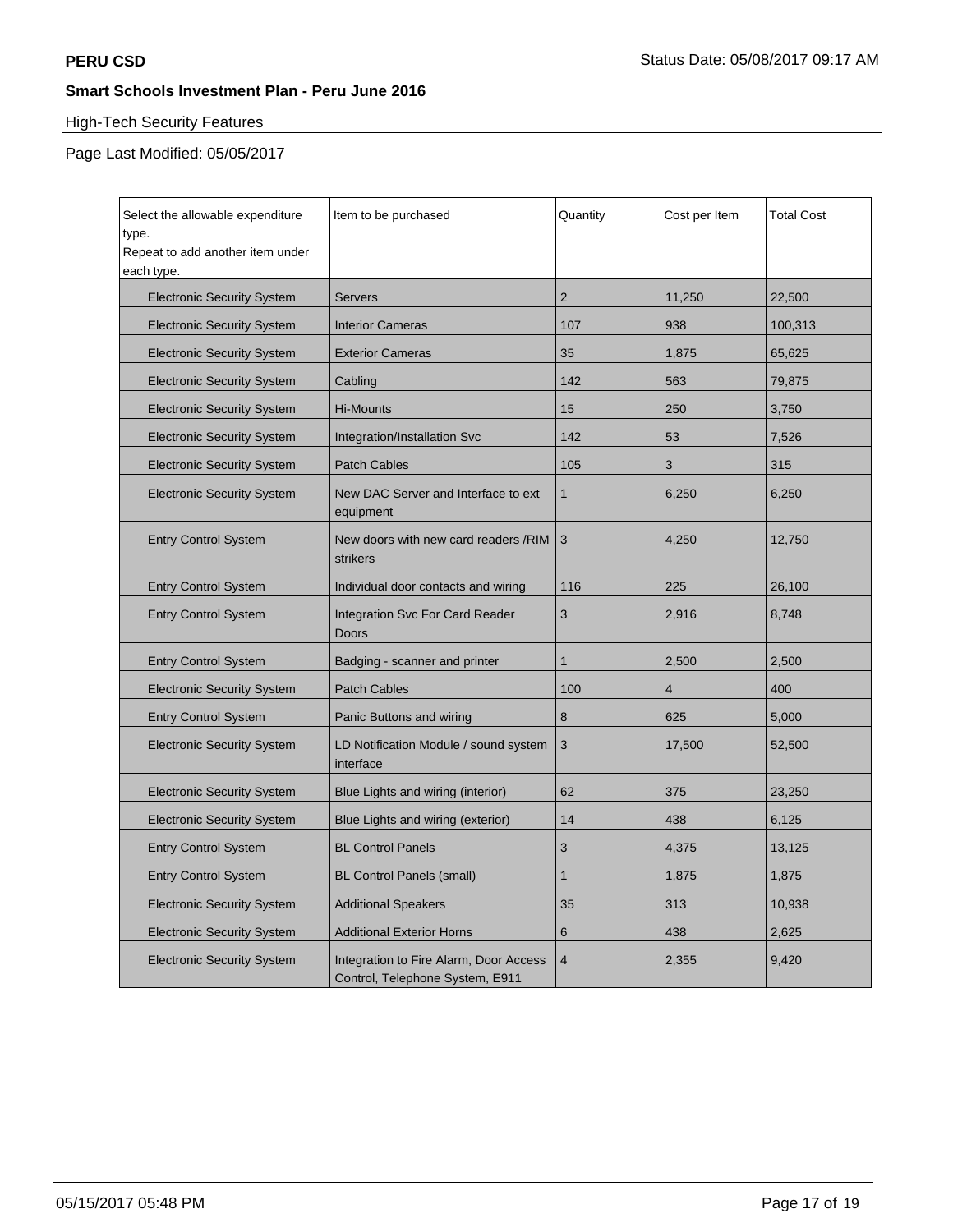**PERU CSD**

Status Date: 05/08/2017 09:17 AM

**Smart Schools Investment Plan - Peru June 2016**

High-Tech Security Features

Page Last Modified: 05/05/2017

| Select the allowable expenditure type. Repeat to add another item under each type. | Item to be purchased | Quantity | Cost per Item | Total Cost |
|---|---|---|---|---|
| Electronic Security System | Servers | 2 | 11,250 | 22,500 |
| Electronic Security System | Interior Cameras | 107 | 938 | 100,313 |
| Electronic Security System | Exterior Cameras | 35 | 1,875 | 65,625 |
| Electronic Security System | Cabling | 142 | 563 | 79,875 |
| Electronic Security System | Hi-Mounts | 15 | 250 | 3,750 |
| Electronic Security System | Integration/Installation Svc | 142 | 53 | 7,526 |
| Electronic Security System | Patch Cables | 105 | 3 | 315 |
| Electronic Security System | New DAC Server and Interface to ext equipment | 1 | 6,250 | 6,250 |
| Entry Control System | New doors with new card readers /RIM strikers | 3 | 4,250 | 12,750 |
| Entry Control System | Individual door contacts and wiring | 116 | 225 | 26,100 |
| Entry Control System | Integration Svc For Card Reader Doors | 3 | 2,916 | 8,748 |
| Entry Control System | Badging - scanner and printer | 1 | 2,500 | 2,500 |
| Electronic Security System | Patch Cables | 100 | 4 | 400 |
| Entry Control System | Panic Buttons and wiring | 8 | 625 | 5,000 |
| Electronic Security System | LD Notification Module / sound system interface | 3 | 17,500 | 52,500 |
| Electronic Security System | Blue Lights and wiring (interior) | 62 | 375 | 23,250 |
| Electronic Security System | Blue Lights and wiring (exterior) | 14 | 438 | 6,125 |
| Entry Control System | BL Control Panels | 3 | 4,375 | 13,125 |
| Entry Control System | BL Control Panels (small) | 1 | 1,875 | 1,875 |
| Electronic Security System | Additional Speakers | 35 | 313 | 10,938 |
| Electronic Security System | Additional Exterior Horns | 6 | 438 | 2,625 |
| Electronic Security System | Integration to Fire Alarm, Door Access Control, Telephone System, E911 | 4 | 2,355 | 9,420 |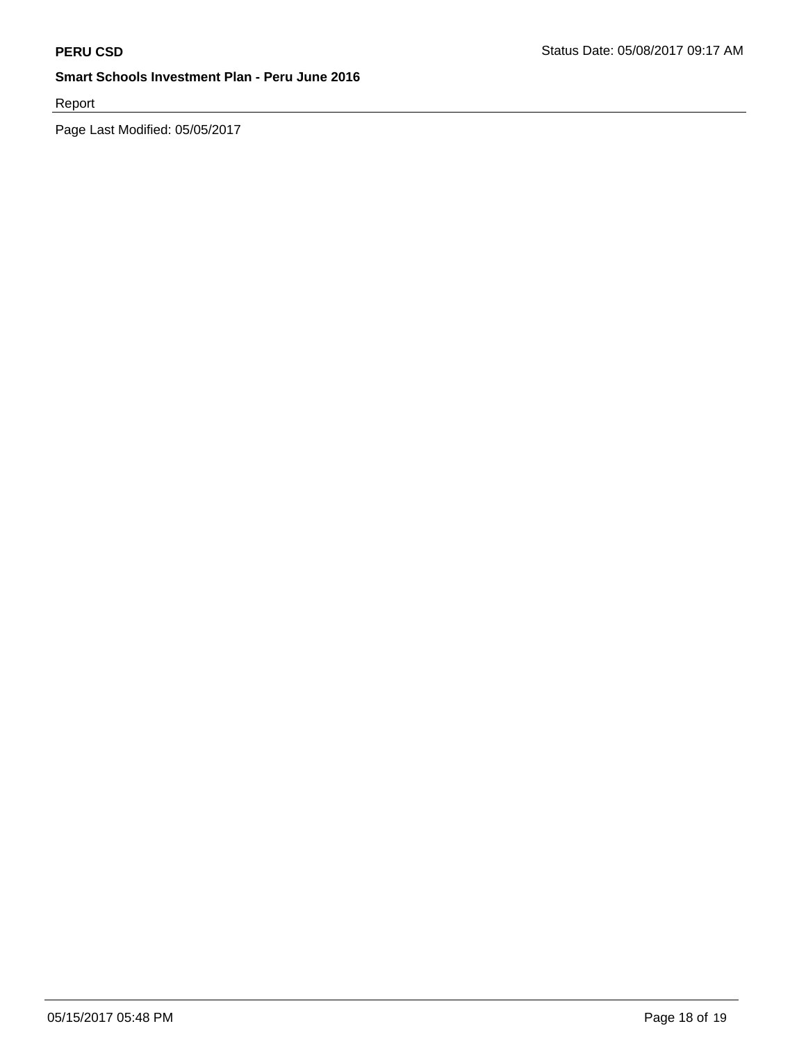Report

Page Last Modified: 05/05/2017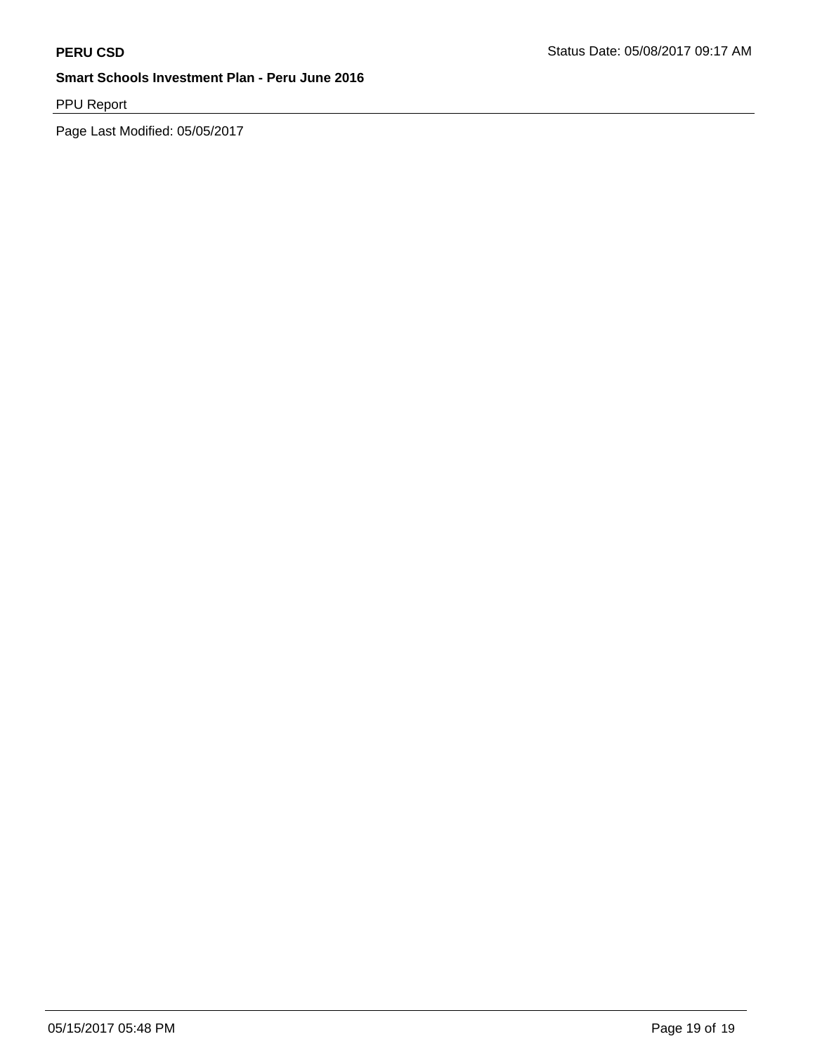PPU Report

Page Last Modified: 05/05/2017